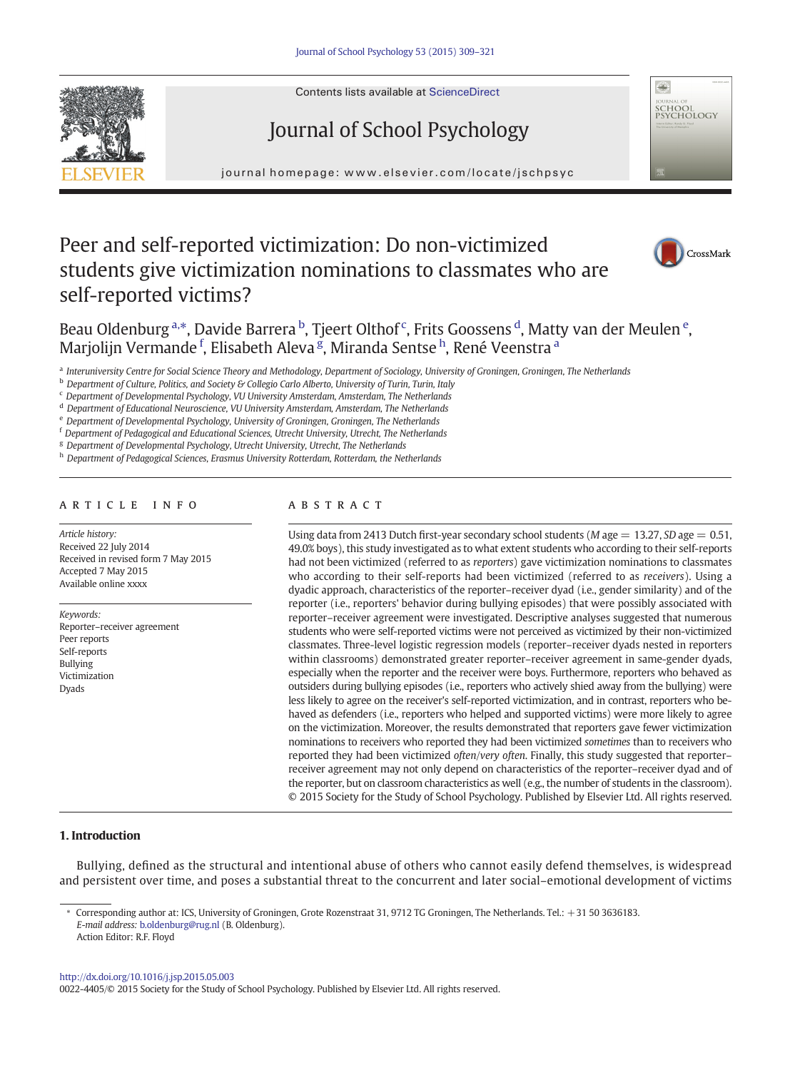# Peer and self-reported victimization: Do non-victimized students give victimization nominations to classmates who are self-reported victims?

Beau Oldenburg [a,*], Davide Barrera [b], Tjeert Olthof [c], Frits Goossens [d], Matty van der Meulen [e], Marjolijn Vermande [f], Elisabeth Aleva [g], Miranda Sentse [h], René Veenstra [a]

[a] Interuniversity Centre for Social Science Theory and Methodology, Department of Sociology, University of Groningen, Groningen, The Netherlands
[b] Department of Culture, Politics, and Society & Collegio Carlo Alberto, University of Turin, Turin, Italy
[c] Department of Developmental Psychology, VU University Amsterdam, Amsterdam, The Netherlands
[d] Department of Educational Neuroscience, VU University Amsterdam, Amsterdam, The Netherlands
[e] Department of Developmental Psychology, University of Groningen, Groningen, The Netherlands
[f] Department of Pedagogical and Educational Sciences, Utrecht University, Utrecht, The Netherlands
[g] Department of Developmental Psychology, Utrecht University, Utrecht, The Netherlands
[h] Department of Pedagogical Sciences, Erasmus University Rotterdam, Rotterdam, the Netherlands

## ARTICLE INFO

*Article history:*
Received 22 July 2014
Received in revised form 7 May 2015
Accepted 7 May 2015
Available online xxxx

*Keywords:*
Reporter–receiver agreement
Peer reports
Self-reports
Bullying
Victimization
Dyads

## ABSTRACT

Using data from 2413 Dutch first-year secondary school students (*M* age = 13.27, *SD* age = 0.51, 49.0% boys), this study investigated as to what extent students who according to their self-reports had not been victimized (referred to as *reporters*) gave victimization nominations to classmates who according to their self-reports had been victimized (referred to as *receivers*). Using a dyadic approach, characteristics of the reporter–receiver dyad (i.e., gender similarity) and of the reporter (i.e., reporters' behavior during bullying episodes) that were possibly associated with reporter–receiver agreement were investigated. Descriptive analyses suggested that numerous students who were self-reported victims were not perceived as victimized by their non-victimized classmates. Three-level logistic regression models (reporter–receiver dyads nested in reporters within classrooms) demonstrated greater reporter–receiver agreement in same-gender dyads, especially when the reporter and the receiver were boys. Furthermore, reporters who behaved as outsiders during bullying episodes (i.e., reporters who actively shied away from the bullying) were less likely to agree on the receiver's self-reported victimization, and in contrast, reporters who behaved as defenders (i.e., reporters who helped and supported victims) were more likely to agree on the victimization. Moreover, the results demonstrated that reporters gave fewer victimization nominations to receivers who reported they had been victimized *sometimes* than to receivers who reported they had been victimized *often/very often*. Finally, this study suggested that reporter–receiver agreement may not only depend on characteristics of the reporter–receiver dyad and of the reporter, but on classroom characteristics as well (e.g., the number of students in the classroom).
© 2015 Society for the Study of School Psychology. Published by Elsevier Ltd. All rights reserved.

## 1. Introduction

Bullying, defined as the structural and intentional abuse of others who cannot easily defend themselves, is widespread and persistent over time, and poses a substantial threat to the concurrent and later social–emotional development of victims

* Corresponding author at: ICS, University of Groningen, Grote Rozenstraat 31, 9712 TG Groningen, The Netherlands. Tel.: +31 50 3636183.
*E-mail address:* b.oldenburg@rug.nl (B. Oldenburg).
Action Editor: R.F. Floyd

http://dx.doi.org/10.1016/j.jsp.2015.05.003
0022-4405/© 2015 Society for the Study of School Psychology. Published by Elsevier Ltd. All rights reserved.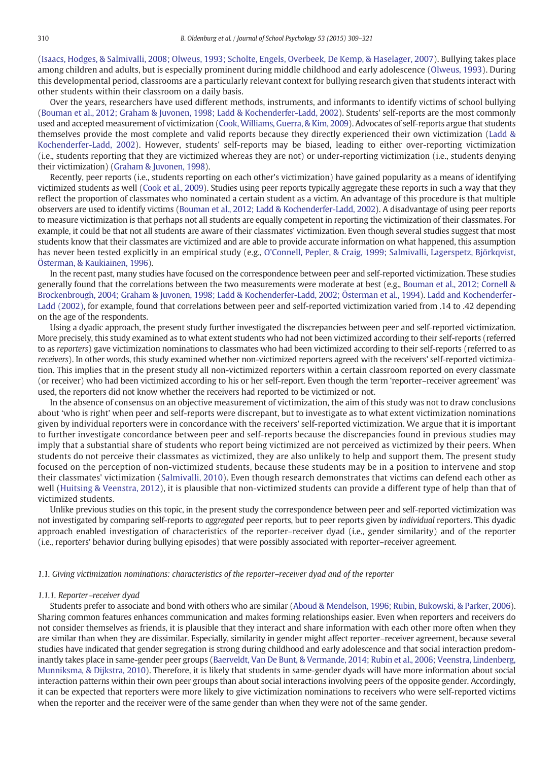(Isaacs, Hodges, & Salmivalli, 2008; Olweus, 1993; Scholte, Engels, Overbeek, De Kemp, & Haselager, 2007). Bullying takes place among children and adults, but is especially prominent during middle childhood and early adolescence (Olweus, 1993). During this developmental period, classrooms are a particularly relevant context for bullying research given that students interact with other students within their classroom on a daily basis.

Over the years, researchers have used different methods, instruments, and informants to identify victims of school bullying (Bouman et al., 2012; Graham & Juvonen, 1998; Ladd & Kochenderfer-Ladd, 2002). Students' self-reports are the most commonly used and accepted measurement of victimization (Cook, Williams, Guerra, & Kim, 2009). Advocates of self-reports argue that students themselves provide the most complete and valid reports because they directly experienced their own victimization (Ladd & Kochenderfer-Ladd, 2002). However, students' self-reports may be biased, leading to either over-reporting victimization (i.e., students reporting that they are victimized whereas they are not) or under-reporting victimization (i.e., students denying their victimization) (Graham & Juvonen, 1998).

Recently, peer reports (i.e., students reporting on each other's victimization) have gained popularity as a means of identifying victimized students as well (Cook et al., 2009). Studies using peer reports typically aggregate these reports in such a way that they reflect the proportion of classmates who nominated a certain student as a victim. An advantage of this procedure is that multiple observers are used to identify victims (Bouman et al., 2012; Ladd & Kochenderfer-Ladd, 2002). A disadvantage of using peer reports to measure victimization is that perhaps not all students are equally competent in reporting the victimization of their classmates. For example, it could be that not all students are aware of their classmates' victimization. Even though several studies suggest that most students know that their classmates are victimized and are able to provide accurate information on what happened, this assumption has never been tested explicitly in an empirical study (e.g., O'Connell, Pepler, & Craig, 1999; Salmivalli, Lagerspetz, Björkqvist, Österman, & Kaukiainen, 1996).

In the recent past, many studies have focused on the correspondence between peer and self-reported victimization. These studies generally found that the correlations between the two measurements were moderate at best (e.g., Bouman et al., 2012; Cornell & Brockenbrough, 2004; Graham & Juvonen, 1998; Ladd & Kochenderfer-Ladd, 2002; Österman et al., 1994). Ladd and Kochenderfer-Ladd (2002), for example, found that correlations between peer and self-reported victimization varied from .14 to .42 depending on the age of the respondents.

Using a dyadic approach, the present study further investigated the discrepancies between peer and self-reported victimization. More precisely, this study examined as to what extent students who had not been victimized according to their self-reports (referred to as *reporters*) gave victimization nominations to classmates who had been victimized according to their self-reports (referred to as *receivers*). In other words, this study examined whether non-victimized reporters agreed with the receivers' self-reported victimization. This implies that in the present study all non-victimized reporters within a certain classroom reported on every classmate (or receiver) who had been victimized according to his or her self-report. Even though the term 'reporter–receiver agreement' was used, the reporters did not know whether the receivers had reported to be victimized or not.

In the absence of consensus on an objective measurement of victimization, the aim of this study was not to draw conclusions about 'who is right' when peer and self-reports were discrepant, but to investigate as to what extent victimization nominations given by individual reporters were in concordance with the receivers' self-reported victimization. We argue that it is important to further investigate concordance between peer and self-reports because the discrepancies found in previous studies may imply that a substantial share of students who report being victimized are not perceived as victimized by their peers. When students do not perceive their classmates as victimized, they are also unlikely to help and support them. The present study focused on the perception of non-victimized students, because these students may be in a position to intervene and stop their classmates' victimization (Salmivalli, 2010). Even though research demonstrates that victims can defend each other as well (Huitsing & Veenstra, 2012), it is plausible that non-victimized students can provide a different type of help than that of victimized students.

Unlike previous studies on this topic, in the present study the correspondence between peer and self-reported victimization was not investigated by comparing self-reports to *aggregated* peer reports, but to peer reports given by *individual* reporters. This dyadic approach enabled investigation of characteristics of the reporter–receiver dyad (i.e., gender similarity) and of the reporter (i.e., reporters' behavior during bullying episodes) that were possibly associated with reporter–receiver agreement.

### *1.1. Giving victimization nominations: characteristics of the reporter–receiver dyad and of the reporter*

#### *1.1.1. Reporter–receiver dyad*

Students prefer to associate and bond with others who are similar (Aboud & Mendelson, 1996; Rubin, Bukowski, & Parker, 2006). Sharing common features enhances communication and makes forming relationships easier. Even when reporters and receivers do not consider themselves as friends, it is plausible that they interact and share information with each other more often when they are similar than when they are dissimilar. Especially, similarity in gender might affect reporter–receiver agreement, because several studies have indicated that gender segregation is strong during childhood and early adolescence and that social interaction predominantly takes place in same-gender peer groups (Baerveldt, Van De Bunt, & Vermande, 2014; Rubin et al., 2006; Veenstra, Lindenberg, Munniksma, & Dijkstra, 2010). Therefore, it is likely that students in same-gender dyads will have more information about social interaction patterns within their own peer groups than about social interactions involving peers of the opposite gender. Accordingly, it can be expected that reporters were more likely to give victimization nominations to receivers who were self-reported victims when the reporter and the receiver were of the same gender than when they were not of the same gender.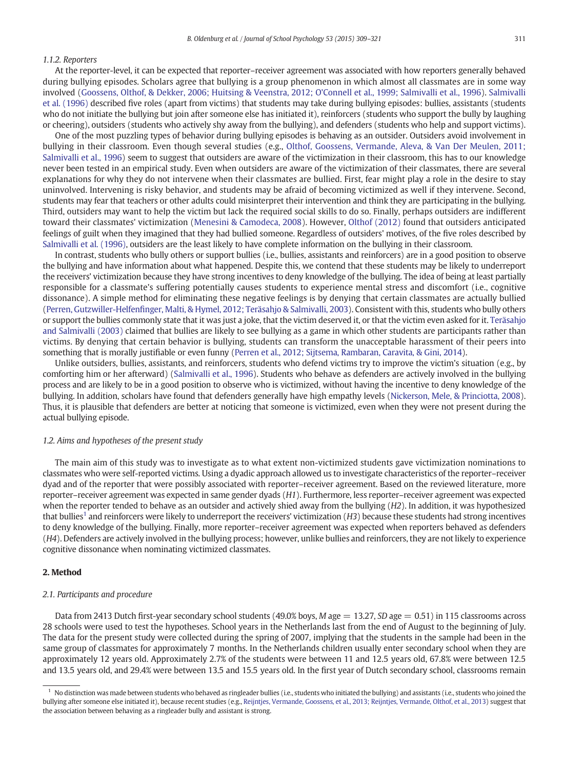### 1.1.2. Reporters

At the reporter-level, it can be expected that reporter–receiver agreement was associated with how reporters generally behaved during bullying episodes. Scholars agree that bullying is a group phenomenon in which almost all classmates are in some way involved (Goossens, Olthof, & Dekker, 2006; Huitsing & Veenstra, 2012; O'Connell et al., 1999; Salmivalli et al., 1996). Salmivalli et al. (1996) described five roles (apart from victims) that students may take during bullying episodes: bullies, assistants (students who do not initiate the bullying but join after someone else has initiated it), reinforcers (students who support the bully by laughing or cheering), outsiders (students who actively shy away from the bullying), and defenders (students who help and support victims).

One of the most puzzling types of behavior during bullying episodes is behaving as an outsider. Outsiders avoid involvement in bullying in their classroom. Even though several studies (e.g., Olthof, Goossens, Vermande, Aleva, & Van Der Meulen, 2011; Salmivalli et al., 1996) seem to suggest that outsiders are aware of the victimization in their classroom, this has to our knowledge never been tested in an empirical study. Even when outsiders are aware of the victimization of their classmates, there are several explanations for why they do not intervene when their classmates are bullied. First, fear might play a role in the desire to stay uninvolved. Intervening is risky behavior, and students may be afraid of becoming victimized as well if they intervene. Second, students may fear that teachers or other adults could misinterpret their intervention and think they are participating in the bullying. Third, outsiders may want to help the victim but lack the required social skills to do so. Finally, perhaps outsiders are indifferent toward their classmates' victimization (Menesini & Camodeca, 2008). However, Olthof (2012) found that outsiders anticipated feelings of guilt when they imagined that they had bullied someone. Regardless of outsiders' motives, of the five roles described by Salmivalli et al. (1996), outsiders are the least likely to have complete information on the bullying in their classroom.

In contrast, students who bully others or support bullies (i.e., bullies, assistants and reinforcers) are in a good position to observe the bullying and have information about what happened. Despite this, we contend that these students may be likely to underreport the receivers' victimization because they have strong incentives to deny knowledge of the bullying. The idea of being at least partially responsible for a classmate's suffering potentially causes students to experience mental stress and discomfort (i.e., cognitive dissonance). A simple method for eliminating these negative feelings is by denying that certain classmates are actually bullied (Perren, Gutzwiller-Helfenfinger, Malti, & Hymel, 2012; Teräsahjo & Salmivalli, 2003). Consistent with this, students who bully others or support the bullies commonly state that it was just a joke, that the victim deserved it, or that the victim even asked for it. Teräsahjo and Salmivalli (2003) claimed that bullies are likely to see bullying as a game in which other students are participants rather than victims. By denying that certain behavior is bullying, students can transform the unacceptable harassment of their peers into something that is morally justifiable or even funny (Perren et al., 2012; Sijtsema, Rambaran, Caravita, & Gini, 2014).

Unlike outsiders, bullies, assistants, and reinforcers, students who defend victims try to improve the victim's situation (e.g., by comforting him or her afterward) (Salmivalli et al., 1996). Students who behave as defenders are actively involved in the bullying process and are likely to be in a good position to observe who is victimized, without having the incentive to deny knowledge of the bullying. In addition, scholars have found that defenders generally have high empathy levels (Nickerson, Mele, & Princiotta, 2008). Thus, it is plausible that defenders are better at noticing that someone is victimized, even when they were not present during the actual bullying episode.

### 1.2. Aims and hypotheses of the present study

The main aim of this study was to investigate as to what extent non-victimized students gave victimization nominations to classmates who were self-reported victims. Using a dyadic approach allowed us to investigate characteristics of the reporter–receiver dyad and of the reporter that were possibly associated with reporter–receiver agreement. Based on the reviewed literature, more reporter–receiver agreement was expected in same gender dyads (*H1*). Furthermore, less reporter–receiver agreement was expected when the reporter tended to behave as an outsider and actively shied away from the bullying (*H2*). In addition, it was hypothesized that bullies[1] and reinforcers were likely to underreport the receivers' victimization (*H3*) because these students had strong incentives to deny knowledge of the bullying. Finally, more reporter–receiver agreement was expected when reporters behaved as defenders (*H4*). Defenders are actively involved in the bullying process; however, unlike bullies and reinforcers, they are not likely to experience cognitive dissonance when nominating victimized classmates.

## 2. Method

### 2.1. Participants and procedure

Data from 2413 Dutch first-year secondary school students (49.0% boys, *M* age = 13.27, *SD* age = 0.51) in 115 classrooms across 28 schools were used to test the hypotheses. School years in the Netherlands last from the end of August to the beginning of July. The data for the present study were collected during the spring of 2007, implying that the students in the sample had been in the same group of classmates for approximately 7 months. In the Netherlands children usually enter secondary school when they are approximately 12 years old. Approximately 2.7% of the students were between 11 and 12.5 years old, 67.8% were between 12.5 and 13.5 years old, and 29.4% were between 13.5 and 15.5 years old. In the first year of Dutch secondary school, classrooms remain

[1] No distinction was made between students who behaved as ringleader bullies (i.e., students who initiated the bullying) and assistants (i.e., students who joined the bullying after someone else initiated it), because recent studies (e.g., Reijntjes, Vermande, Goossens, et al., 2013; Reijntjes, Vermande, Olthof, et al., 2013) suggest that the association between behaving as a ringleader bully and assistant is strong.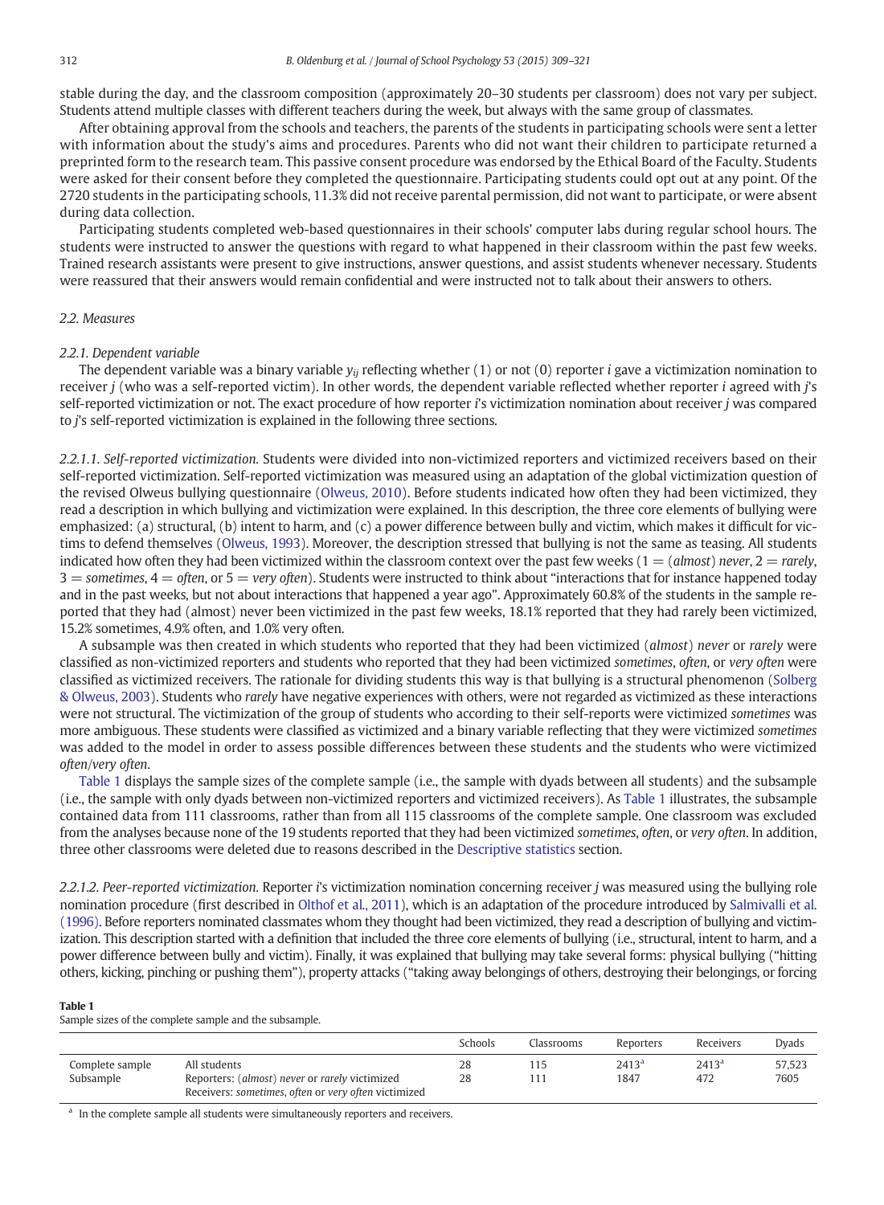stable during the day, and the classroom composition (approximately 20–30 students per classroom) does not vary per subject. Students attend multiple classes with different teachers during the week, but always with the same group of classmates.

After obtaining approval from the schools and teachers, the parents of the students in participating schools were sent a letter with information about the study's aims and procedures. Parents who did not want their children to participate returned a preprinted form to the research team. This passive consent procedure was endorsed by the Ethical Board of the Faculty. Students were asked for their consent before they completed the questionnaire. Participating students could opt out at any point. Of the 2720 students in the participating schools, 11.3% did not receive parental permission, did not want to participate, or were absent during data collection.

Participating students completed web-based questionnaires in their schools' computer labs during regular school hours. The students were instructed to answer the questions with regard to what happened in their classroom within the past few weeks. Trained research assistants were present to give instructions, answer questions, and assist students whenever necessary. Students were reassured that their answers would remain confidential and were instructed not to talk about their answers to others.

### 2.2. Measures

#### 2.2.1. Dependent variable

The dependent variable was a binary variable $y_{ij}$ reflecting whether (1) or not (0) reporter $i$ gave a victimization nomination to receiver $j$ (who was a self-reported victim). In other words, the dependent variable reflected whether reporter $i$ agreed with $j$'s self-reported victimization or not. The exact procedure of how reporter $i$'s victimization nomination about receiver $j$ was compared to $j$'s self-reported victimization is explained in the following three sections.

*2.2.1.1. Self-reported victimization.* Students were divided into non-victimized reporters and victimized receivers based on their self-reported victimization. Self-reported victimization was measured using an adaptation of the global victimization question of the revised Olweus bullying questionnaire (Olweus, 2010). Before students indicated how often they had been victimized, they read a description in which bullying and victimization were explained. In this description, the three core elements of bullying were emphasized: (a) structural, (b) intent to harm, and (c) a power difference between bully and victim, which makes it difficult for victims to defend themselves (Olweus, 1993). Moreover, the description stressed that bullying is not the same as teasing. All students indicated how often they had been victimized within the classroom context over the past few weeks (1 = (*almost*) *never*, 2 = *rarely*, 3 = *sometimes*, 4 = *often*, or 5 = *very often*). Students were instructed to think about "interactions that for instance happened today and in the past weeks, but not about interactions that happened a year ago". Approximately 60.8% of the students in the sample reported that they had (almost) never been victimized in the past few weeks, 18.1% reported that they had rarely been victimized, 15.2% sometimes, 4.9% often, and 1.0% very often.

A subsample was then created in which students who reported that they had been victimized (*almost*) *never* or *rarely* were classified as non-victimized reporters and students who reported that they had been victimized *sometimes*, *often*, or *very often* were classified as victimized receivers. The rationale for dividing students this way is that bullying is a structural phenomenon (Solberg & Olweus, 2003). Students who *rarely* have negative experiences with others, were not regarded as victimized as these interactions were not structural. The victimization of the group of students who according to their self-reports were victimized *sometimes* was more ambiguous. These students were classified as victimized and a binary variable reflecting that they were victimized *sometimes* was added to the model in order to assess possible differences between these students and the students who were victimized *often*/*very often*.

Table 1 displays the sample sizes of the complete sample (i.e., the sample with dyads between all students) and the subsample (i.e., the sample with only dyads between non-victimized reporters and victimized receivers). As Table 1 illustrates, the subsample contained data from 111 classrooms, rather than from all 115 classrooms of the complete sample. One classroom was excluded from the analyses because none of the 19 students reported that they had been victimized *sometimes*, *often*, or *very often*. In addition, three other classrooms were deleted due to reasons described in the Descriptive statistics section.

*2.2.1.2. Peer-reported victimization.* Reporter $i$'s victimization nomination concerning receiver $j$ was measured using the bullying role nomination procedure (first described in Olthof et al., 2011), which is an adaptation of the procedure introduced by Salmivalli et al. (1996). Before reporters nominated classmates whom they thought had been victimized, they read a description of bullying and victimization. This description started with a definition that included the three core elements of bullying (i.e., structural, intent to harm, and a power difference between bully and victim). Finally, it was explained that bullying may take several forms: physical bullying ("hitting others, kicking, pinching or pushing them"), property attacks ("taking away belongings of others, destroying their belongings, or forcing

**Table 1**
Sample sizes of the complete sample and the subsample.

| | | Schools | Classrooms | Reporters | Receivers | Dyads |
|---|---|---|---|---|---|---|
| Complete sample | All students | 28 | 115 | 2413[a] | 2413[a] | 57,523 |
| Subsample | Reporters: (*almost*) *never* or *rarely* victimized<br>Receivers: *sometimes*, *often* or *very often* victimized | 28 | 111 | 1847 | 472 | 7605 |

[a] In the complete sample all students were simultaneously reporters and receivers.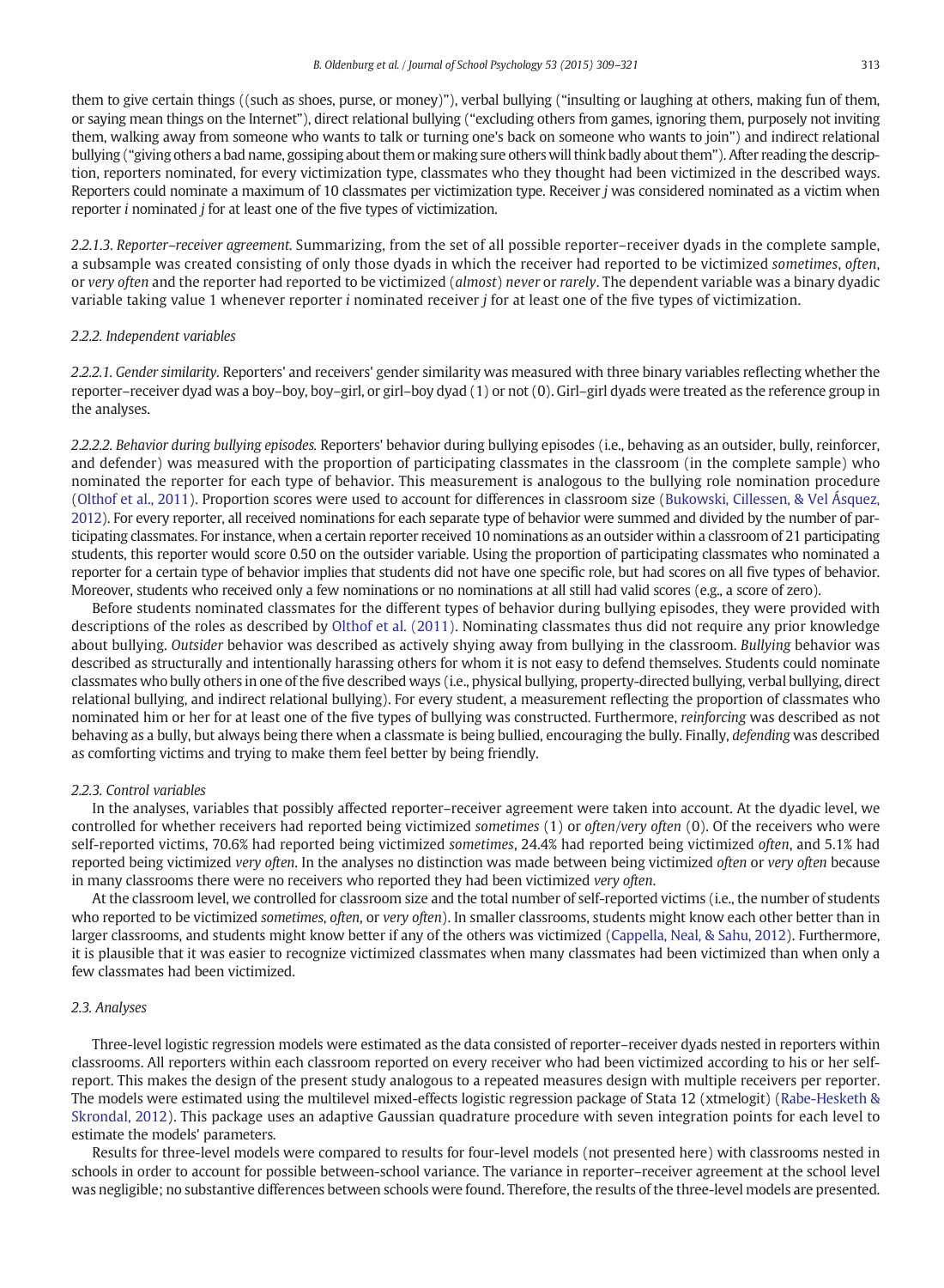them to give certain things ((such as shoes, purse, or money)"), verbal bullying ("insulting or laughing at others, making fun of them, or saying mean things on the Internet"), direct relational bullying ("excluding others from games, ignoring them, purposely not inviting them, walking away from someone who wants to talk or turning one's back on someone who wants to join") and indirect relational bullying ("giving others a bad name, gossiping about them or making sure others will think badly about them"). After reading the description, reporters nominated, for every victimization type, classmates who they thought had been victimized in the described ways. Reporters could nominate a maximum of 10 classmates per victimization type. Receiver *j* was considered nominated as a victim when reporter *i* nominated *j* for at least one of the five types of victimization.

*2.2.1.3. Reporter–receiver agreement.* Summarizing, from the set of all possible reporter–receiver dyads in the complete sample, a subsample was created consisting of only those dyads in which the receiver had reported to be victimized *sometimes*, *often*, or *very often* and the reporter had reported to be victimized (*almost*) *never* or *rarely*. The dependent variable was a binary dyadic variable taking value 1 whenever reporter *i* nominated receiver *j* for at least one of the five types of victimization.

### 2.2.2. Independent variables

*2.2.2.1. Gender similarity.* Reporters' and receivers' gender similarity was measured with three binary variables reflecting whether the reporter–receiver dyad was a boy–boy, boy–girl, or girl–boy dyad (1) or not (0). Girl–girl dyads were treated as the reference group in the analyses.

*2.2.2.2. Behavior during bullying episodes.* Reporters' behavior during bullying episodes (i.e., behaving as an outsider, bully, reinforcer, and defender) was measured with the proportion of participating classmates in the classroom (in the complete sample) who nominated the reporter for each type of behavior. This measurement is analogous to the bullying role nomination procedure (Olthof et al., 2011). Proportion scores were used to account for differences in classroom size (Bukowski, Cillessen, & Vel Ásquez, 2012). For every reporter, all received nominations for each separate type of behavior were summed and divided by the number of participating classmates. For instance, when a certain reporter received 10 nominations as an outsider within a classroom of 21 participating students, this reporter would score 0.50 on the outsider variable. Using the proportion of participating classmates who nominated a reporter for a certain type of behavior implies that students did not have one specific role, but had scores on all five types of behavior. Moreover, students who received only a few nominations or no nominations at all still had valid scores (e.g., a score of zero).

Before students nominated classmates for the different types of behavior during bullying episodes, they were provided with descriptions of the roles as described by Olthof et al. (2011). Nominating classmates thus did not require any prior knowledge about bullying. *Outsider* behavior was described as actively shying away from bullying in the classroom. *Bullying* behavior was described as structurally and intentionally harassing others for whom it is not easy to defend themselves. Students could nominate classmates who bully others in one of the five described ways (i.e., physical bullying, property-directed bullying, verbal bullying, direct relational bullying, and indirect relational bullying). For every student, a measurement reflecting the proportion of classmates who nominated him or her for at least one of the five types of bullying was constructed. Furthermore, *reinforcing* was described as not behaving as a bully, but always being there when a classmate is being bullied, encouraging the bully. Finally, *defending* was described as comforting victims and trying to make them feel better by being friendly.

### 2.2.3. Control variables

In the analyses, variables that possibly affected reporter–receiver agreement were taken into account. At the dyadic level, we controlled for whether receivers had reported being victimized *sometimes* (1) or *often/very often* (0). Of the receivers who were self-reported victims, 70.6% had reported being victimized *sometimes*, 24.4% had reported being victimized *often*, and 5.1% had reported being victimized *very often*. In the analyses no distinction was made between being victimized *often* or *very often* because in many classrooms there were no receivers who reported they had been victimized *very often*.

At the classroom level, we controlled for classroom size and the total number of self-reported victims (i.e., the number of students who reported to be victimized *sometimes*, *often*, or *very often*). In smaller classrooms, students might know each other better than in larger classrooms, and students might know better if any of the others was victimized (Cappella, Neal, & Sahu, 2012). Furthermore, it is plausible that it was easier to recognize victimized classmates when many classmates had been victimized than when only a few classmates had been victimized.

## 2.3. Analyses

Three-level logistic regression models were estimated as the data consisted of reporter–receiver dyads nested in reporters within classrooms. All reporters within each classroom reported on every receiver who had been victimized according to his or her self-report. This makes the design of the present study analogous to a repeated measures design with multiple receivers per reporter. The models were estimated using the multilevel mixed-effects logistic regression package of Stata 12 (xtmelogit) (Rabe-Hesketh & Skrondal, 2012). This package uses an adaptive Gaussian quadrature procedure with seven integration points for each level to estimate the models' parameters.

Results for three-level models were compared to results for four-level models (not presented here) with classrooms nested in schools in order to account for possible between-school variance. The variance in reporter–receiver agreement at the school level was negligible; no substantive differences between schools were found. Therefore, the results of the three-level models are presented.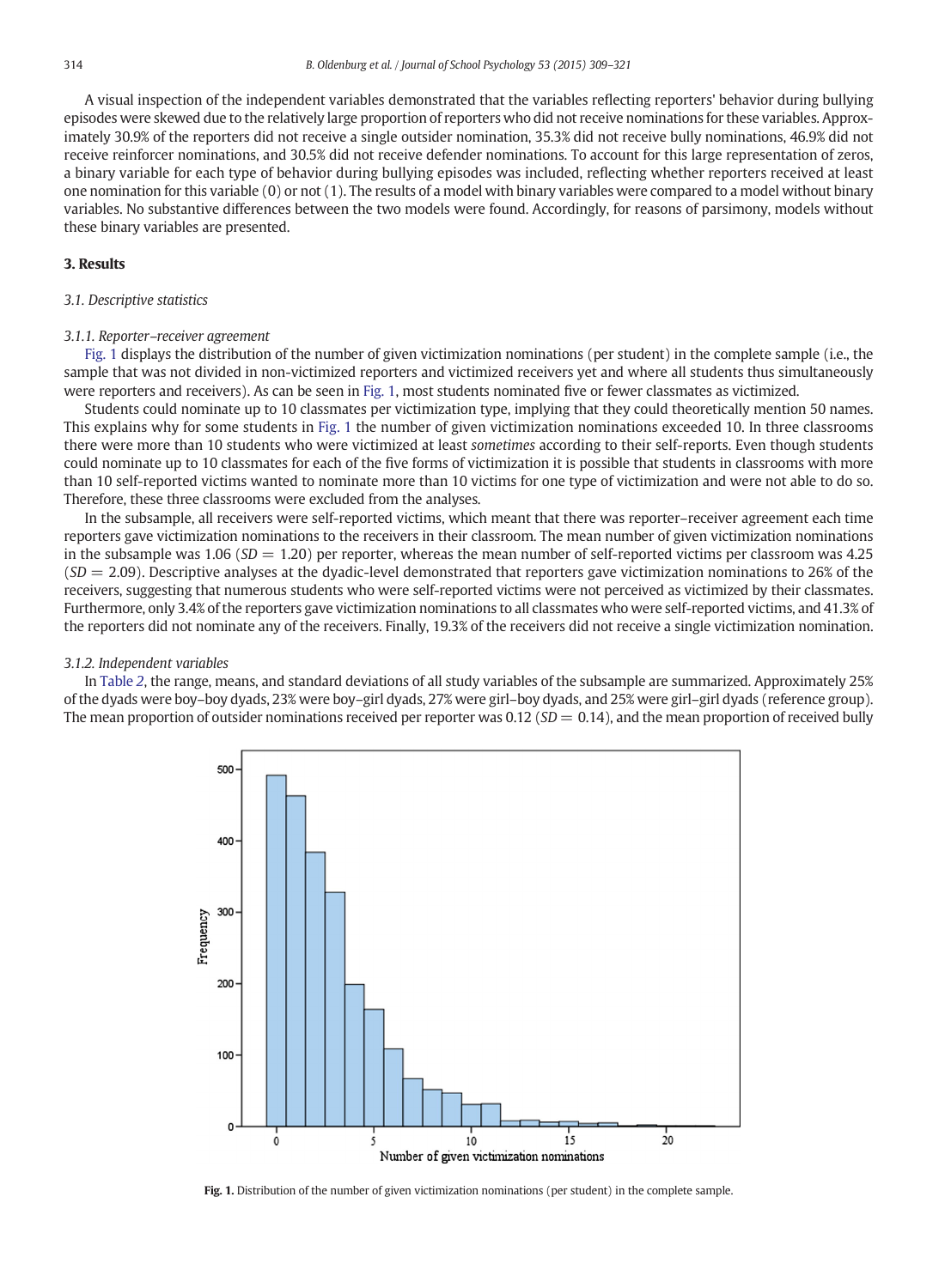A visual inspection of the independent variables demonstrated that the variables reflecting reporters' behavior during bullying episodes were skewed due to the relatively large proportion of reporters who did not receive nominations for these variables. Approximately 30.9% of the reporters did not receive a single outsider nomination, 35.3% did not receive bully nominations, 46.9% did not receive reinforcer nominations, and 30.5% did not receive defender nominations. To account for this large representation of zeros, a binary variable for each type of behavior during bullying episodes was included, reflecting whether reporters received at least one nomination for this variable (0) or not (1). The results of a model with binary variables were compared to a model without binary variables. No substantive differences between the two models were found. Accordingly, for reasons of parsimony, models without these binary variables are presented.

## 3. Results

### 3.1. Descriptive statistics

#### 3.1.1. Reporter–receiver agreement

Fig. 1 displays the distribution of the number of given victimization nominations (per student) in the complete sample (i.e., the sample that was not divided in non-victimized reporters and victimized receivers yet and where all students thus simultaneously were reporters and receivers). As can be seen in Fig. 1, most students nominated five or fewer classmates as victimized.

Students could nominate up to 10 classmates per victimization type, implying that they could theoretically mention 50 names. This explains why for some students in Fig. 1 the number of given victimization nominations exceeded 10. In three classrooms there were more than 10 students who were victimized at least *sometimes* according to their self-reports. Even though students could nominate up to 10 classmates for each of the five forms of victimization it is possible that students in classrooms with more than 10 self-reported victims wanted to nominate more than 10 victims for one type of victimization and were not able to do so. Therefore, these three classrooms were excluded from the analyses.

In the subsample, all receivers were self-reported victims, which meant that there was reporter–receiver agreement each time reporters gave victimization nominations to the receivers in their classroom. The mean number of given victimization nominations in the subsample was 1.06 ($SD = 1.20$) per reporter, whereas the mean number of self-reported victims per classroom was 4.25 ($SD = 2.09$). Descriptive analyses at the dyadic-level demonstrated that reporters gave victimization nominations to 26% of the receivers, suggesting that numerous students who were self-reported victims were not perceived as victimized by their classmates. Furthermore, only 3.4% of the reporters gave victimization nominations to all classmates who were self-reported victims, and 41.3% of the reporters did not nominate any of the receivers. Finally, 19.3% of the receivers did not receive a single victimization nomination.

#### 3.1.2. Independent variables

In Table 2, the range, means, and standard deviations of all study variables of the subsample are summarized. Approximately 25% of the dyads were boy–boy dyads, 23% were boy–girl dyads, 27% were girl–boy dyads, and 25% were girl–girl dyads (reference group). The mean proportion of outsider nominations received per reporter was 0.12 ($SD = 0.14$), and the mean proportion of received bully

**Fig. 1.** Distribution of the number of given victimization nominations (per student) in the complete sample.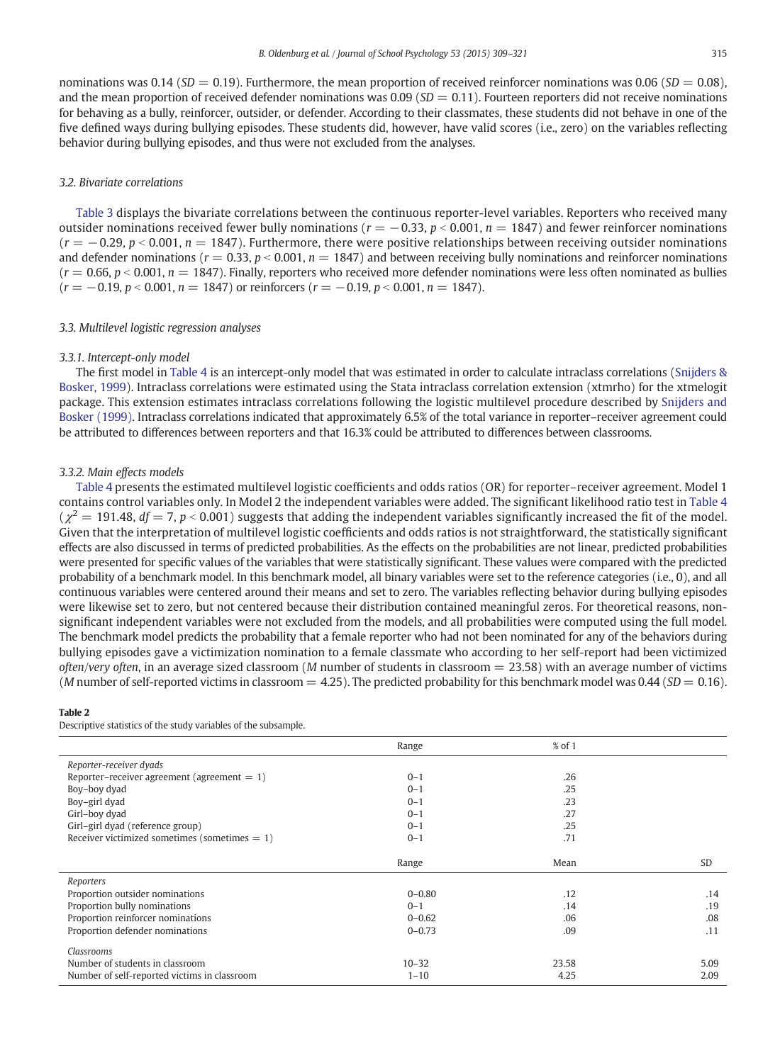nominations was 0.14 ($SD = 0.19$). Furthermore, the mean proportion of received reinforcer nominations was 0.06 ($SD = 0.08$), and the mean proportion of received defender nominations was 0.09 ($SD = 0.11$). Fourteen reporters did not receive nominations for behaving as a bully, reinforcer, outsider, or defender. According to their classmates, these students did not behave in one of the five defined ways during bullying episodes. These students did, however, have valid scores (i.e., zero) on the variables reflecting behavior during bullying episodes, and thus were not excluded from the analyses.

### 3.2. Bivariate correlations

Table 3 displays the bivariate correlations between the continuous reporter-level variables. Reporters who received many outsider nominations received fewer bully nominations ($r = -0.33$, $p < 0.001$, $n = 1847$) and fewer reinforcer nominations ($r = -0.29$, $p < 0.001$, $n = 1847$). Furthermore, there were positive relationships between receiving outsider nominations and defender nominations ($r = 0.33$, $p < 0.001$, $n = 1847$) and between receiving bully nominations and reinforcer nominations ($r = 0.66$, $p < 0.001$, $n = 1847$). Finally, reporters who received more defender nominations were less often nominated as bullies ($r = -0.19$, $p < 0.001$, $n = 1847$) or reinforcers ($r = -0.19$, $p < 0.001$, $n = 1847$).

### 3.3. Multilevel logistic regression analyses

#### 3.3.1. Intercept-only model

The first model in Table 4 is an intercept-only model that was estimated in order to calculate intraclass correlations (Snijders & Bosker, 1999). Intraclass correlations were estimated using the Stata intraclass correlation extension (xtmrho) for the xtmelogit package. This extension estimates intraclass correlations following the logistic multilevel procedure described by Snijders and Bosker (1999). Intraclass correlations indicated that approximately 6.5% of the total variance in reporter–receiver agreement could be attributed to differences between reporters and that 16.3% could be attributed to differences between classrooms.

#### 3.3.2. Main effects models

Table 4 presents the estimated multilevel logistic coefficients and odds ratios (OR) for reporter–receiver agreement. Model 1 contains control variables only. In Model 2 the independent variables were added. The significant likelihood ratio test in Table 4 ($\chi^2 = 191.48$, $df = 7$, $p < 0.001$) suggests that adding the independent variables significantly increased the fit of the model. Given that the interpretation of multilevel logistic coefficients and odds ratios is not straightforward, the statistically significant effects are also discussed in terms of predicted probabilities. As the effects on the probabilities are not linear, predicted probabilities were presented for specific values of the variables that were statistically significant. These values were compared with the predicted probability of a benchmark model. In this benchmark model, all binary variables were set to the reference categories (i.e., 0), and all continuous variables were centered around their means and set to zero. The variables reflecting behavior during bullying episodes were likewise set to zero, but not centered because their distribution contained meaningful zeros. For theoretical reasons, non-significant independent variables were not excluded from the models, and all probabilities were computed using the full model. The benchmark model predicts the probability that a female reporter who had not been nominated for any of the behaviors during bullying episodes gave a victimization nomination to a female classmate who according to her self-report had been victimized *often/very often*, in an average sized classroom ($M$ number of students in classroom = 23.58) with an average number of victims ($M$ number of self-reported victims in classroom = 4.25). The predicted probability for this benchmark model was 0.44 ($SD = 0.16$).

**Table 2**
Descriptive statistics of the study variables of the subsample.

| | Range | % of 1 | |
|---|---|---|---|
| *Reporter-receiver dyads* | | | |
| Reporter–receiver agreement (agreement = 1) | 0–1 | .26 | |
| Boy–boy dyad | 0–1 | .25 | |
| Boy–girl dyad | 0–1 | .23 | |
| Girl–boy dyad | 0–1 | .27 | |
| Girl–girl dyad (reference group) | 0–1 | .25 | |
| Receiver victimized sometimes (sometimes = 1) | 0–1 | .71 | |
| | **Range** | **Mean** | **SD** |
| *Reporters* | | | |
| Proportion outsider nominations | 0–0.80 | .12 | .14 |
| Proportion bully nominations | 0–1 | .14 | .19 |
| Proportion reinforcer nominations | 0–0.62 | .06 | .08 |
| Proportion defender nominations | 0–0.73 | .09 | .11 |
| *Classrooms* | | | |
| Number of students in classroom | 10–32 | 23.58 | 5.09 |
| Number of self-reported victims in classroom | 1–10 | 4.25 | 2.09 |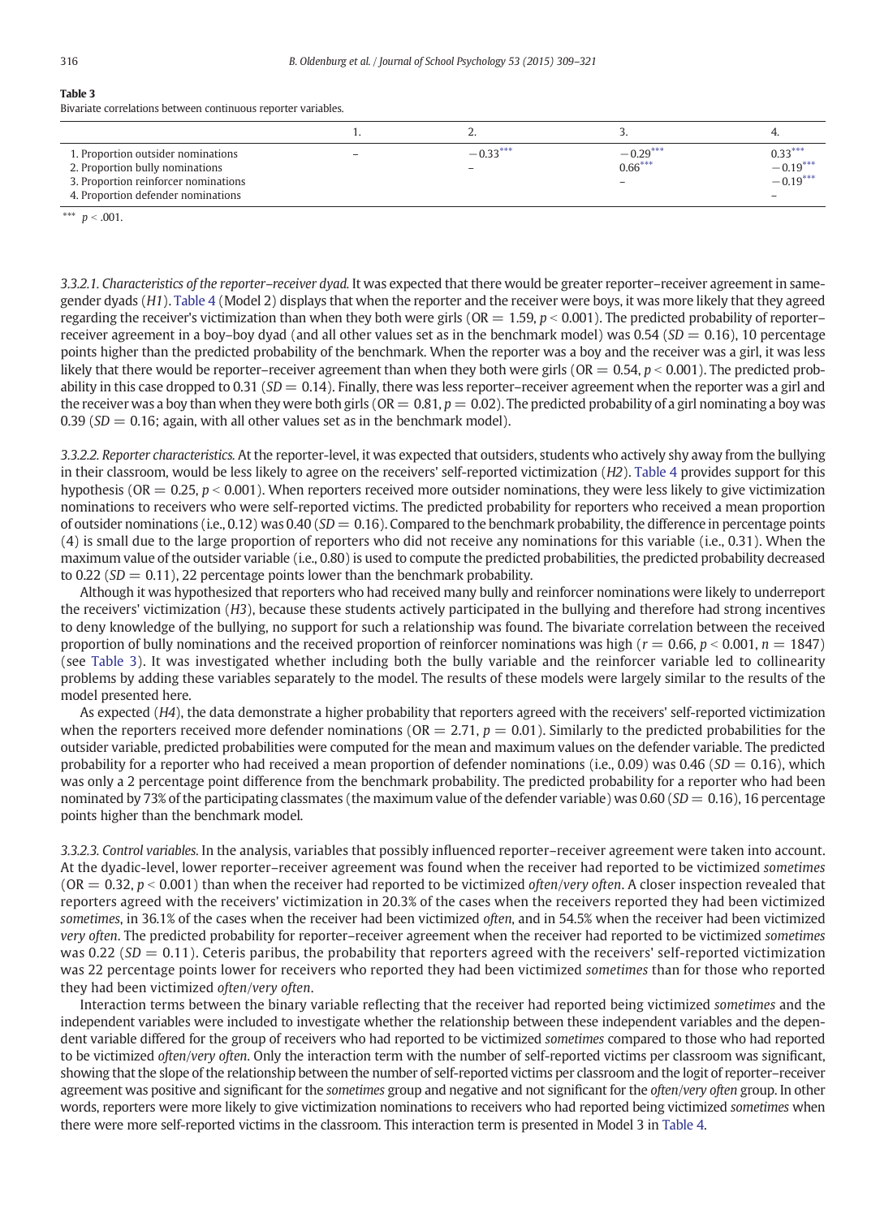**Table 3**
Bivariate correlations between continuous reporter variables.

| | 1. | 2. | 3. | 4. |
|---|---|---|---|---|
| 1. Proportion outsider nominations | – | $-0.33^{***}$ | $-0.29^{***}$ | $0.33^{***}$ |
| 2. Proportion bully nominations | | – | $0.66^{***}$ | $-0.19^{***}$ |
| 3. Proportion reinforcer nominations | | | – | $-0.19^{***}$ |
| 4. Proportion defender nominations | | | | – |

$^{***}$ $p < .001$.

*3.3.2.1. Characteristics of the reporter–receiver dyad.* It was expected that there would be greater reporter–receiver agreement in same-gender dyads (*H1*). Table 4 (Model 2) displays that when the reporter and the receiver were boys, it was more likely that they agreed regarding the receiver's victimization than when they both were girls (OR = 1.59, $p < 0.001$). The predicted probability of reporter–receiver agreement in a boy–boy dyad (and all other values set as in the benchmark model) was 0.54 ($SD = 0.16$), 10 percentage points higher than the predicted probability of the benchmark. When the reporter was a boy and the receiver was a girl, it was less likely that there would be reporter–receiver agreement than when they both were girls (OR = 0.54, $p < 0.001$). The predicted probability in this case dropped to 0.31 ($SD = 0.14$). Finally, there was less reporter–receiver agreement when the reporter was a girl and the receiver was a boy than when they were both girls (OR = 0.81, $p = 0.02$). The predicted probability of a girl nominating a boy was 0.39 ($SD = 0.16$; again, with all other values set as in the benchmark model).

*3.3.2.2. Reporter characteristics.* At the reporter-level, it was expected that outsiders, students who actively shy away from the bullying in their classroom, would be less likely to agree on the receivers' self-reported victimization (*H2*). Table 4 provides support for this hypothesis (OR = 0.25, $p < 0.001$). When reporters received more outsider nominations, they were less likely to give victimization nominations to receivers who were self-reported victims. The predicted probability for reporters who received a mean proportion of outsider nominations (i.e., 0.12) was 0.40 ($SD = 0.16$). Compared to the benchmark probability, the difference in percentage points (4) is small due to the large proportion of reporters who did not receive any nominations for this variable (i.e., 0.31). When the maximum value of the outsider variable (i.e., 0.80) is used to compute the predicted probabilities, the predicted probability decreased to 0.22 ($SD = 0.11$), 22 percentage points lower than the benchmark probability.

Although it was hypothesized that reporters who had received many bully and reinforcer nominations were likely to underreport the receivers' victimization (*H3*), because these students actively participated in the bullying and therefore had strong incentives to deny knowledge of the bullying, no support for such a relationship was found. The bivariate correlation between the received proportion of bully nominations and the received proportion of reinforcer nominations was high ($r = 0.66$, $p < 0.001$, $n = 1847$) (see Table 3). It was investigated whether including both the bully variable and the reinforcer variable led to collinearity problems by adding these variables separately to the model. The results of these models were largely similar to the results of the model presented here.

As expected (*H4*), the data demonstrate a higher probability that reporters agreed with the receivers' self-reported victimization when the reporters received more defender nominations (OR = 2.71, $p = 0.01$). Similarly to the predicted probabilities for the outsider variable, predicted probabilities were computed for the mean and maximum values on the defender variable. The predicted probability for a reporter who had received a mean proportion of defender nominations (i.e., 0.09) was 0.46 ($SD = 0.16$), which was only a 2 percentage point difference from the benchmark probability. The predicted probability for a reporter who had been nominated by 73% of the participating classmates (the maximum value of the defender variable) was 0.60 ($SD = 0.16$), 16 percentage points higher than the benchmark model.

*3.3.2.3. Control variables.* In the analysis, variables that possibly influenced reporter–receiver agreement were taken into account. At the dyadic-level, lower reporter–receiver agreement was found when the receiver had reported to be victimized *sometimes* (OR = 0.32, $p < 0.001$) than when the receiver had reported to be victimized *often/very often*. A closer inspection revealed that reporters agreed with the receivers' victimization in 20.3% of the cases when the receivers reported they had been victimized *sometimes*, in 36.1% of the cases when the receiver had been victimized *often*, and in 54.5% when the receiver had been victimized *very often*. The predicted probability for reporter–receiver agreement when the receiver had reported to be victimized *sometimes* was 0.22 ($SD = 0.11$). Ceteris paribus, the probability that reporters agreed with the receivers' self-reported victimization was 22 percentage points lower for receivers who reported they had been victimized *sometimes* than for those who reported they had been victimized *often/very often*.

Interaction terms between the binary variable reflecting that the receiver had reported being victimized *sometimes* and the independent variables were included to investigate whether the relationship between these independent variables and the dependent variable differed for the group of receivers who had reported to be victimized *sometimes* compared to those who had reported to be victimized *often/very often*. Only the interaction term with the number of self-reported victims per classroom was significant, showing that the slope of the relationship between the number of self-reported victims per classroom and the logit of reporter–receiver agreement was positive and significant for the *sometimes* group and negative and not significant for the *often/very often* group. In other words, reporters were more likely to give victimization nominations to receivers who had reported being victimized *sometimes* when there were more self-reported victims in the classroom. This interaction term is presented in Model 3 in Table 4.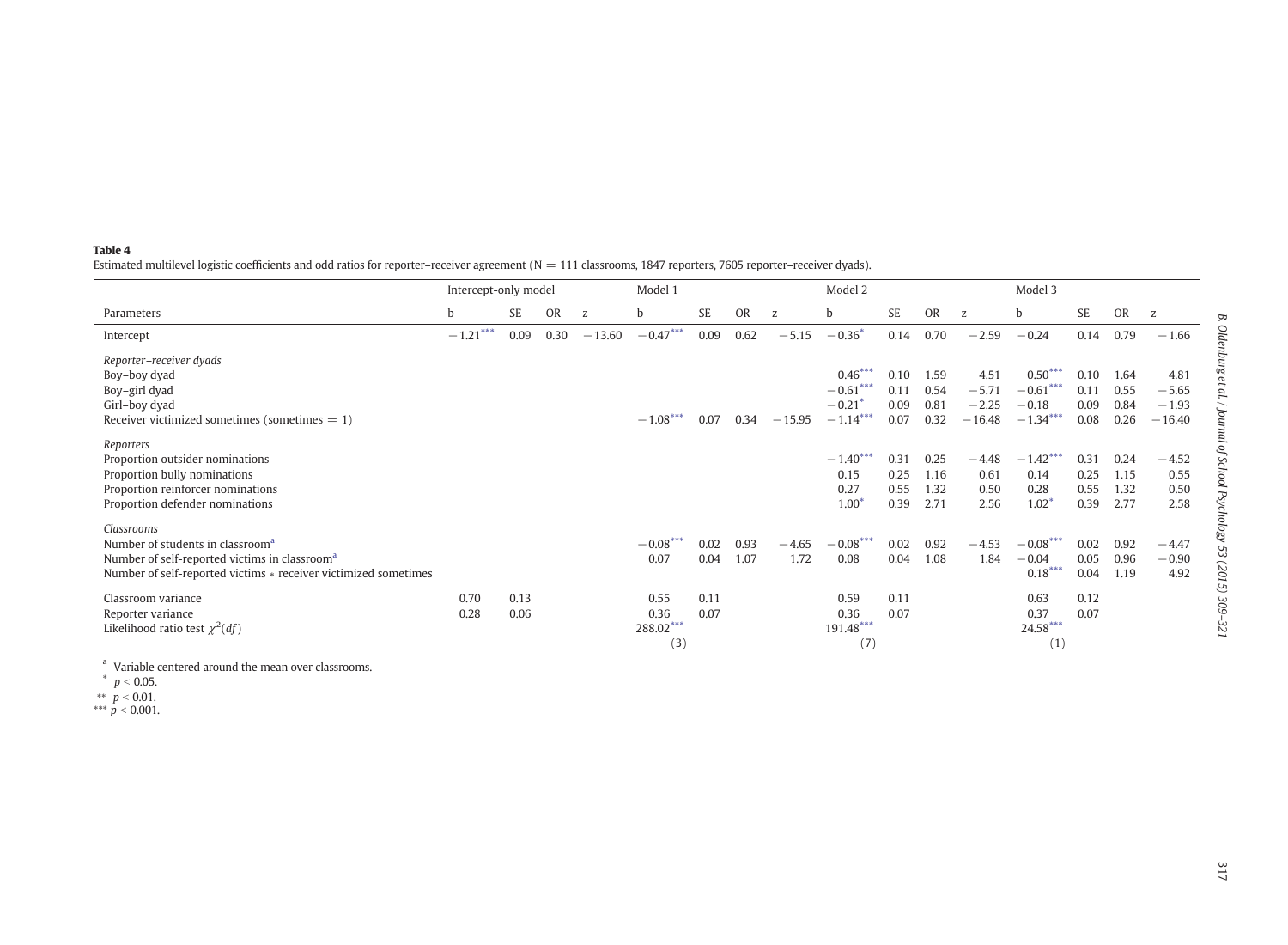**Table 4**
Estimated multilevel logistic coefficients and odd ratios for reporter–receiver agreement (N = 111 classrooms, 1847 reporters, 7605 reporter–receiver dyads).

| | Intercept-only model | | | | Model 1 | | | | Model 2 | | | | Model 3 | | | |
|---|---|---|---|---|---|---|---|---|---|---|---|---|---|---|---|---|
| Parameters | b | SE | OR | z | b | SE | OR | z | b | SE | OR | z | b | SE | OR | z |
| Intercept | −1.21*** | 0.09 | 0.30 | −13.60 | −0.47*** | 0.09 | 0.62 | −5.15 | −0.36* | 0.14 | 0.70 | −2.59 | −0.24 | 0.14 | 0.79 | −1.66 |
| *Reporter–receiver dyads* | | | | | | | | | | | | | | | | |
| Boy–boy dyad | | | | | | | | | 0.46*** | 0.10 | 1.59 | 4.51 | 0.50*** | 0.10 | 1.64 | 4.81 |
| Boy–girl dyad | | | | | | | | | −0.61*** | 0.11 | 0.54 | −5.71 | −0.61*** | 0.11 | 0.55 | −5.65 |
| Girl–boy dyad | | | | | | | | | −0.21* | 0.09 | 0.81 | −2.25 | −0.18 | 0.09 | 0.84 | −1.93 |
| Receiver victimized sometimes (sometimes = 1) | | | | | −1.08*** | 0.07 | 0.34 | −15.95 | −1.14*** | 0.07 | 0.32 | −16.48 | −1.34*** | 0.08 | 0.26 | −16.40 |
| *Reporters* | | | | | | | | | | | | | | | | |
| Proportion outsider nominations | | | | | | | | | −1.40*** | 0.31 | 0.25 | −4.48 | −1.42*** | 0.31 | 0.24 | −4.52 |
| Proportion bully nominations | | | | | | | | | 0.15 | 0.25 | 1.16 | 0.61 | 0.14 | 0.25 | 1.15 | 0.55 |
| Proportion reinforcer nominations | | | | | | | | | 0.27 | 0.55 | 1.32 | 0.50 | 0.28 | 0.55 | 1.32 | 0.50 |
| Proportion defender nominations | | | | | | | | | 1.00* | 0.39 | 2.71 | 2.56 | 1.02* | 0.39 | 2.77 | 2.58 |
| *Classrooms* | | | | | | | | | | | | | | | | |
| Number of students in classroom[a] | | | | | −0.08*** | 0.02 | 0.93 | −4.65 | −0.08*** | 0.02 | 0.92 | −4.53 | −0.08*** | 0.02 | 0.92 | −4.47 |
| Number of self-reported victims in classroom[a] | | | | | 0.07 | 0.04 | 1.07 | 1.72 | 0.08 | 0.04 | 1.08 | 1.84 | −0.04 | 0.05 | 0.96 | −0.90 |
| Number of self-reported victims * receiver victimized sometimes | | | | | | | | | | | | | 0.18*** | 0.04 | 1.19 | 4.92 |
| Classroom variance | 0.70 | 0.13 | | | 0.55 | 0.11 | | | 0.59 | 0.11 | | | 0.63 | 0.12 | | |
| Reporter variance | 0.28 | 0.06 | | | 0.36 | 0.07 | | | 0.36 | 0.07 | | | 0.37 | 0.07 | | |
| Likelihood ratio test $\chi^2(df)$ | | | | | 288.02*** (3) | | | | 191.48*** (7) | | | | 24.58*** (1) | | | |

[a] Variable centered around the mean over classrooms.
* $p < 0.05$.
** $p < 0.01$.
*** $p < 0.001$.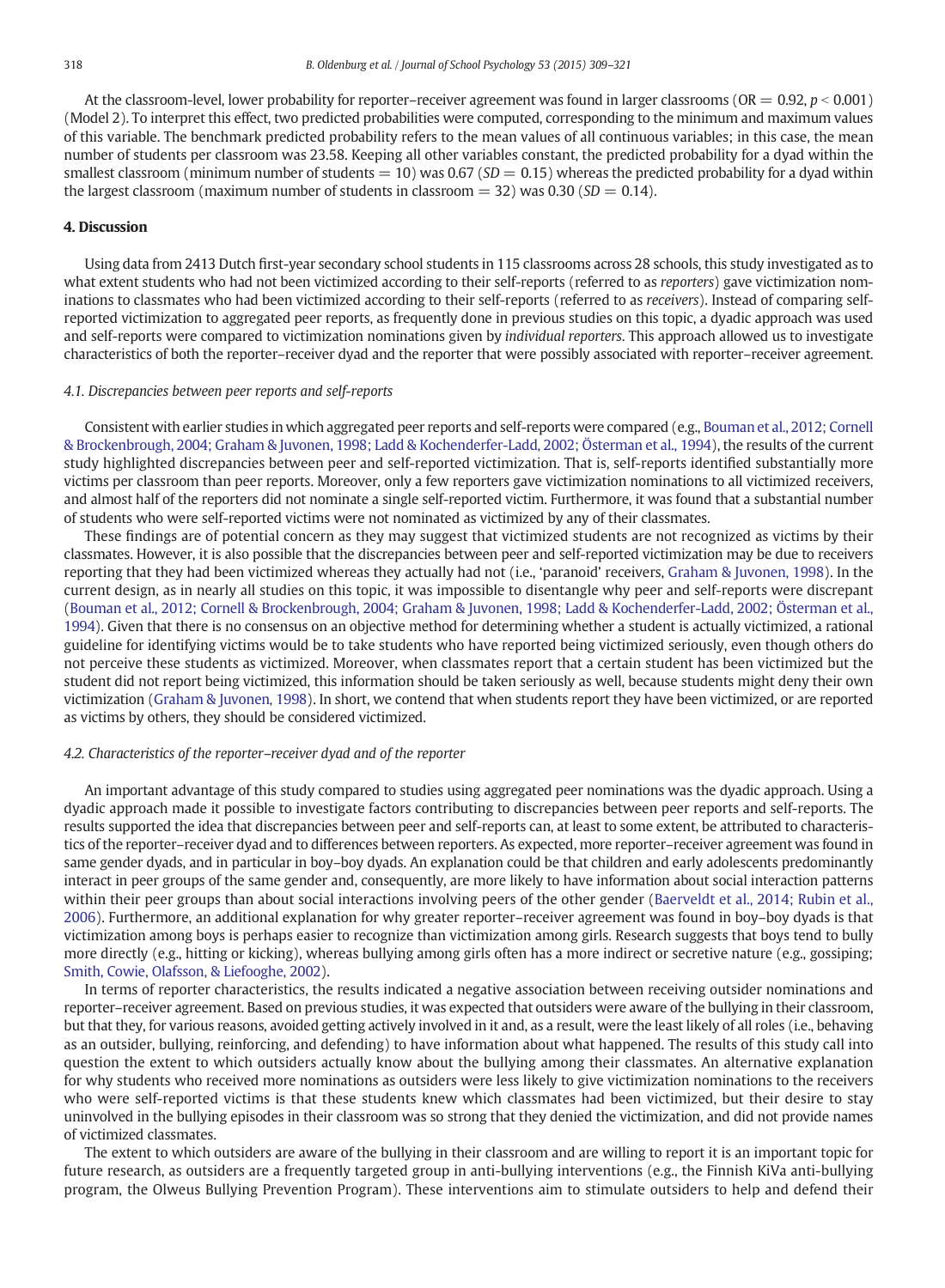At the classroom-level, lower probability for reporter–receiver agreement was found in larger classrooms (OR = 0.92, $p < 0.001$) (Model 2). To interpret this effect, two predicted probabilities were computed, corresponding to the minimum and maximum values of this variable. The benchmark predicted probability refers to the mean values of all continuous variables; in this case, the mean number of students per classroom was 23.58. Keeping all other variables constant, the predicted probability for a dyad within the smallest classroom (minimum number of students = 10) was 0.67 ($SD = 0.15$) whereas the predicted probability for a dyad within the largest classroom (maximum number of students in classroom = 32) was 0.30 ($SD = 0.14$).

## 4. Discussion

Using data from 2413 Dutch first-year secondary school students in 115 classrooms across 28 schools, this study investigated as to what extent students who had not been victimized according to their self-reports (referred to as *reporters*) gave victimization nominations to classmates who had been victimized according to their self-reports (referred to as *receivers*). Instead of comparing self-reported victimization to aggregated peer reports, as frequently done in previous studies on this topic, a dyadic approach was used and self-reports were compared to victimization nominations given by *individual reporters*. This approach allowed us to investigate characteristics of both the reporter–receiver dyad and the reporter that were possibly associated with reporter–receiver agreement.

### 4.1. Discrepancies between peer reports and self-reports

Consistent with earlier studies in which aggregated peer reports and self-reports were compared (e.g., Bouman et al., 2012; Cornell & Brockenbrough, 2004; Graham & Juvonen, 1998; Ladd & Kochenderfer-Ladd, 2002; Österman et al., 1994), the results of the current study highlighted discrepancies between peer and self-reported victimization. That is, self-reports identified substantially more victims per classroom than peer reports. Moreover, only a few reporters gave victimization nominations to all victimized receivers, and almost half of the reporters did not nominate a single self-reported victim. Furthermore, it was found that a substantial number of students who were self-reported victims were not nominated as victimized by any of their classmates.

These findings are of potential concern as they may suggest that victimized students are not recognized as victims by their classmates. However, it is also possible that the discrepancies between peer and self-reported victimization may be due to receivers reporting that they had been victimized whereas they actually had not (i.e., 'paranoid' receivers, Graham & Juvonen, 1998). In the current design, as in nearly all studies on this topic, it was impossible to disentangle why peer and self-reports were discrepant (Bouman et al., 2012; Cornell & Brockenbrough, 2004; Graham & Juvonen, 1998; Ladd & Kochenderfer-Ladd, 2002; Österman et al., 1994). Given that there is no consensus on an objective method for determining whether a student is actually victimized, a rational guideline for identifying victims would be to take students who have reported being victimized seriously, even though others do not perceive these students as victimized. Moreover, when classmates report that a certain student has been victimized but the student did not report being victimized, this information should be taken seriously as well, because students might deny their own victimization (Graham & Juvonen, 1998). In short, we contend that when students report they have been victimized, or are reported as victims by others, they should be considered victimized.

### 4.2. Characteristics of the reporter–receiver dyad and of the reporter

An important advantage of this study compared to studies using aggregated peer nominations was the dyadic approach. Using a dyadic approach made it possible to investigate factors contributing to discrepancies between peer reports and self-reports. The results supported the idea that discrepancies between peer and self-reports can, at least to some extent, be attributed to characteristics of the reporter–receiver dyad and to differences between reporters. As expected, more reporter–receiver agreement was found in same gender dyads, and in particular in boy–boy dyads. An explanation could be that children and early adolescents predominantly interact in peer groups of the same gender and, consequently, are more likely to have information about social interaction patterns within their peer groups than about social interactions involving peers of the other gender (Baerveldt et al., 2014; Rubin et al., 2006). Furthermore, an additional explanation for why greater reporter–receiver agreement was found in boy–boy dyads is that victimization among boys is perhaps easier to recognize than victimization among girls. Research suggests that boys tend to bully more directly (e.g., hitting or kicking), whereas bullying among girls often has a more indirect or secretive nature (e.g., gossiping; Smith, Cowie, Olafsson, & Liefooghe, 2002).

In terms of reporter characteristics, the results indicated a negative association between receiving outsider nominations and reporter–receiver agreement. Based on previous studies, it was expected that outsiders were aware of the bullying in their classroom, but that they, for various reasons, avoided getting actively involved in it and, as a result, were the least likely of all roles (i.e., behaving as an outsider, bullying, reinforcing, and defending) to have information about what happened. The results of this study call into question the extent to which outsiders actually know about the bullying among their classmates. An alternative explanation for why students who received more nominations as outsiders were less likely to give victimization nominations to the receivers who were self-reported victims is that these students knew which classmates had been victimized, but their desire to stay uninvolved in the bullying episodes in their classroom was so strong that they denied the victimization, and did not provide names of victimized classmates.

The extent to which outsiders are aware of the bullying in their classroom and are willing to report it is an important topic for future research, as outsiders are a frequently targeted group in anti-bullying interventions (e.g., the Finnish KiVa anti-bullying program, the Olweus Bullying Prevention Program). These interventions aim to stimulate outsiders to help and defend their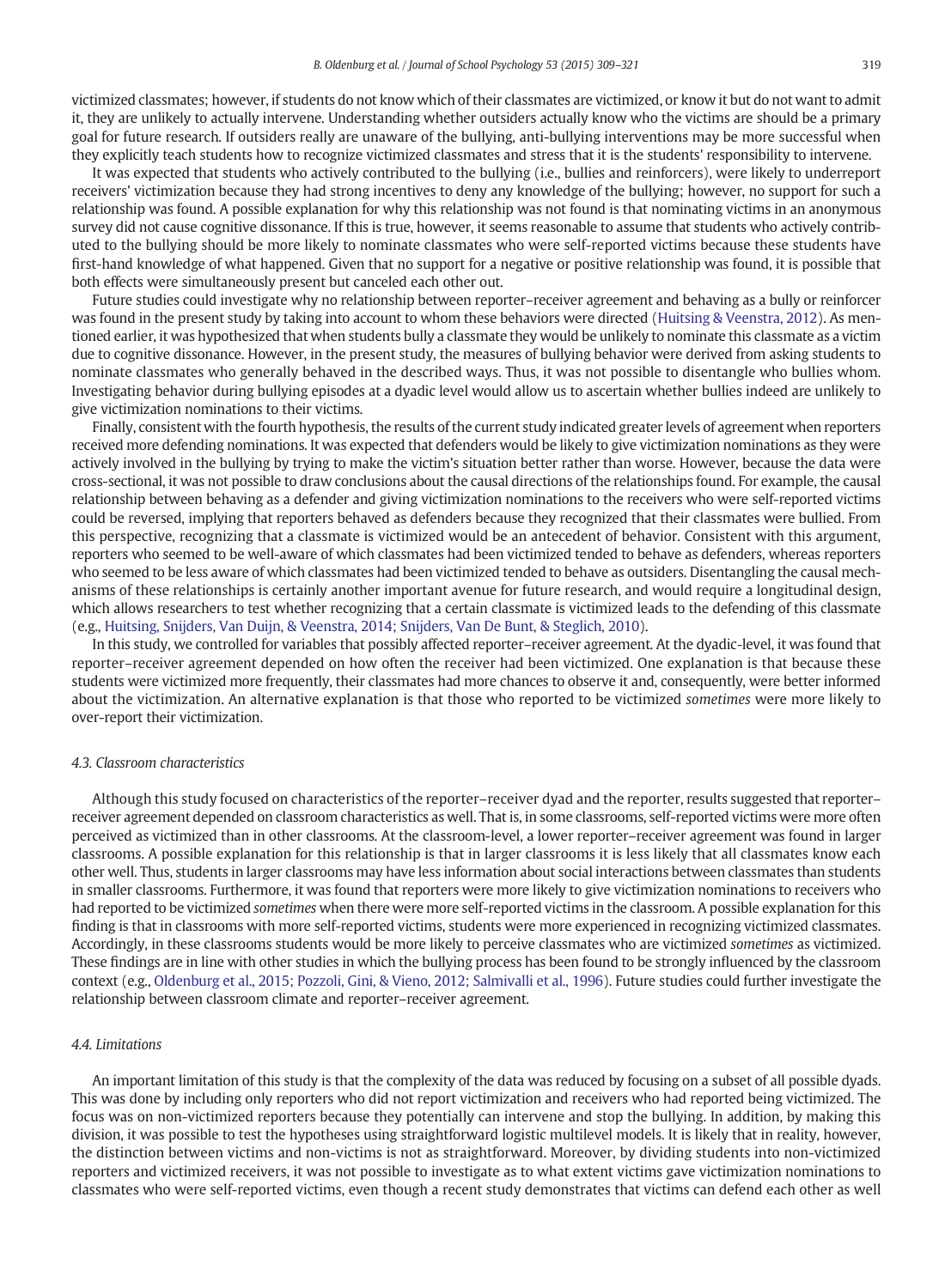victimized classmates; however, if students do not know which of their classmates are victimized, or know it but do not want to admit it, they are unlikely to actually intervene. Understanding whether outsiders actually know who the victims are should be a primary goal for future research. If outsiders really are unaware of the bullying, anti-bullying interventions may be more successful when they explicitly teach students how to recognize victimized classmates and stress that it is the students' responsibility to intervene.

It was expected that students who actively contributed to the bullying (i.e., bullies and reinforcers), were likely to underreport receivers' victimization because they had strong incentives to deny any knowledge of the bullying; however, no support for such a relationship was found. A possible explanation for why this relationship was not found is that nominating victims in an anonymous survey did not cause cognitive dissonance. If this is true, however, it seems reasonable to assume that students who actively contributed to the bullying should be more likely to nominate classmates who were self-reported victims because these students have first-hand knowledge of what happened. Given that no support for a negative or positive relationship was found, it is possible that both effects were simultaneously present but canceled each other out.

Future studies could investigate why no relationship between reporter–receiver agreement and behaving as a bully or reinforcer was found in the present study by taking into account to whom these behaviors were directed (Huitsing & Veenstra, 2012). As mentioned earlier, it was hypothesized that when students bully a classmate they would be unlikely to nominate this classmate as a victim due to cognitive dissonance. However, in the present study, the measures of bullying behavior were derived from asking students to nominate classmates who generally behaved in the described ways. Thus, it was not possible to disentangle who bullies whom. Investigating behavior during bullying episodes at a dyadic level would allow us to ascertain whether bullies indeed are unlikely to give victimization nominations to their victims.

Finally, consistent with the fourth hypothesis, the results of the current study indicated greater levels of agreement when reporters received more defending nominations. It was expected that defenders would be likely to give victimization nominations as they were actively involved in the bullying by trying to make the victim's situation better rather than worse. However, because the data were cross-sectional, it was not possible to draw conclusions about the causal directions of the relationships found. For example, the causal relationship between behaving as a defender and giving victimization nominations to the receivers who were self-reported victims could be reversed, implying that reporters behaved as defenders because they recognized that their classmates were bullied. From this perspective, recognizing that a classmate is victimized would be an antecedent of behavior. Consistent with this argument, reporters who seemed to be well-aware of which classmates had been victimized tended to behave as defenders, whereas reporters who seemed to be less aware of which classmates had been victimized tended to behave as outsiders. Disentangling the causal mechanisms of these relationships is certainly another important avenue for future research, and would require a longitudinal design, which allows researchers to test whether recognizing that a certain classmate is victimized leads to the defending of this classmate (e.g., Huitsing, Snijders, Van Duijn, & Veenstra, 2014; Snijders, Van De Bunt, & Steglich, 2010).

In this study, we controlled for variables that possibly affected reporter–receiver agreement. At the dyadic-level, it was found that reporter–receiver agreement depended on how often the receiver had been victimized. One explanation is that because these students were victimized more frequently, their classmates had more chances to observe it and, consequently, were better informed about the victimization. An alternative explanation is that those who reported to be victimized *sometimes* were more likely to over-report their victimization.

### 4.3. Classroom characteristics

Although this study focused on characteristics of the reporter–receiver dyad and the reporter, results suggested that reporter–receiver agreement depended on classroom characteristics as well. That is, in some classrooms, self-reported victims were more often perceived as victimized than in other classrooms. At the classroom-level, a lower reporter–receiver agreement was found in larger classrooms. A possible explanation for this relationship is that in larger classrooms it is less likely that all classmates know each other well. Thus, students in larger classrooms may have less information about social interactions between classmates than students in smaller classrooms. Furthermore, it was found that reporters were more likely to give victimization nominations to receivers who had reported to be victimized *sometimes* when there were more self-reported victims in the classroom. A possible explanation for this finding is that in classrooms with more self-reported victims, students were more experienced in recognizing victimized classmates. Accordingly, in these classrooms students would be more likely to perceive classmates who are victimized *sometimes* as victimized. These findings are in line with other studies in which the bullying process has been found to be strongly influenced by the classroom context (e.g., Oldenburg et al., 2015; Pozzoli, Gini, & Vieno, 2012; Salmivalli et al., 1996). Future studies could further investigate the relationship between classroom climate and reporter–receiver agreement.

### 4.4. Limitations

An important limitation of this study is that the complexity of the data was reduced by focusing on a subset of all possible dyads. This was done by including only reporters who did not report victimization and receivers who had reported being victimized. The focus was on non-victimized reporters because they potentially can intervene and stop the bullying. In addition, by making this division, it was possible to test the hypotheses using straightforward logistic multilevel models. It is likely that in reality, however, the distinction between victims and non-victims is not as straightforward. Moreover, by dividing students into non-victimized reporters and victimized receivers, it was not possible to investigate as to what extent victims gave victimization nominations to classmates who were self-reported victims, even though a recent study demonstrates that victims can defend each other as well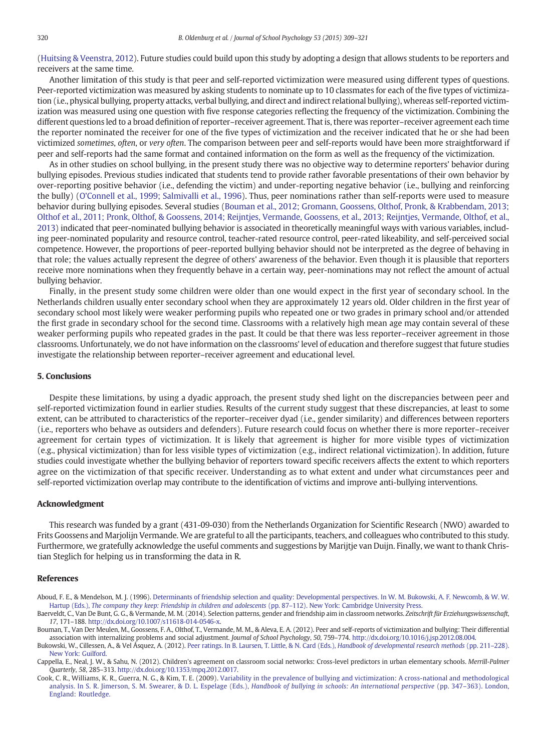(Huitsing & Veenstra, 2012). Future studies could build upon this study by adopting a design that allows students to be reporters and receivers at the same time.

Another limitation of this study is that peer and self-reported victimization were measured using different types of questions. Peer-reported victimization was measured by asking students to nominate up to 10 classmates for each of the five types of victimization (i.e., physical bullying, property attacks, verbal bullying, and direct and indirect relational bullying), whereas self-reported victimization was measured using one question with five response categories reflecting the frequency of the victimization. Combining the different questions led to a broad definition of reporter–receiver agreement. That is, there was reporter–receiver agreement each time the reporter nominated the receiver for one of the five types of victimization and the receiver indicated that he or she had been victimized *sometimes*, *often*, or *very often*. The comparison between peer and self-reports would have been more straightforward if peer and self-reports had the same format and contained information on the form as well as the frequency of the victimization.

As in other studies on school bullying, in the present study there was no objective way to determine reporters' behavior during bullying episodes. Previous studies indicated that students tend to provide rather favorable presentations of their own behavior by over-reporting positive behavior (i.e., defending the victim) and under-reporting negative behavior (i.e., bullying and reinforcing the bully) (O'Connell et al., 1999; Salmivalli et al., 1996). Thus, peer nominations rather than self-reports were used to measure behavior during bullying episodes. Several studies (Bouman et al., 2012; Gromann, Goossens, Olthof, Pronk, & Krabbendam, 2013; Olthof et al., 2011; Pronk, Olthof, & Goossens, 2014; Reijntjes, Vermande, Goossens, et al., 2013; Reijntjes, Vermande, Olthof, et al., 2013) indicated that peer-nominated bullying behavior is associated in theoretically meaningful ways with various variables, including peer-nominated popularity and resource control, teacher-rated resource control, peer-rated likeability, and self-perceived social competence. However, the proportions of peer-reported bullying behavior should not be interpreted as the degree of behaving in that role; the values actually represent the degree of others' awareness of the behavior. Even though it is plausible that reporters receive more nominations when they frequently behave in a certain way, peer-nominations may not reflect the amount of actual bullying behavior.

Finally, in the present study some children were older than one would expect in the first year of secondary school. In the Netherlands children usually enter secondary school when they are approximately 12 years old. Older children in the first year of secondary school most likely were weaker performing pupils who repeated one or two grades in primary school and/or attended the first grade in secondary school for the second time. Classrooms with a relatively high mean age may contain several of these weaker performing pupils who repeated grades in the past. It could be that there was less reporter–receiver agreement in those classrooms. Unfortunately, we do not have information on the classrooms' level of education and therefore suggest that future studies investigate the relationship between reporter–receiver agreement and educational level.

## 5. Conclusions

Despite these limitations, by using a dyadic approach, the present study shed light on the discrepancies between peer and self-reported victimization found in earlier studies. Results of the current study suggest that these discrepancies, at least to some extent, can be attributed to characteristics of the reporter–receiver dyad (i.e., gender similarity) and differences between reporters (i.e., reporters who behave as outsiders and defenders). Future research could focus on whether there is more reporter–receiver agreement for certain types of victimization. It is likely that agreement is higher for more visible types of victimization (e.g., physical victimization) than for less visible types of victimization (e.g., indirect relational victimization). In addition, future studies could investigate whether the bullying behavior of reporters toward specific receivers affects the extent to which reporters agree on the victimization of that specific receiver. Understanding as to what extent and under what circumstances peer and self-reported victimization overlap may contribute to the identification of victims and improve anti-bullying interventions.

## Acknowledgment

This research was funded by a grant (431-09-030) from the Netherlands Organization for Scientific Research (NWO) awarded to Frits Goossens and Marjolijn Vermande. We are grateful to all the participants, teachers, and colleagues who contributed to this study. Furthermore, we gratefully acknowledge the useful comments and suggestions by Marijtje van Duijn. Finally, we want to thank Christian Steglich for helping us in transforming the data in R.

## References

Aboud, F. E., & Mendelson, M. J. (1996). Determinants of friendship selection and quality: Developmental perspectives. In W. M. Bukowski, A. F. Newcomb, & W. W. Hartup (Eds.), *The company they keep: Friendship in children and adolescents* (pp. 87–112). New York: Cambridge University Press.

Baerveldt, C., Van De Bunt, G. G., & Vermande, M. M. (2014). Selection patterns, gender and friendship aim in classroom networks. *Zeitschrift für Erziehungswissenschaft*, *17*, 171–188. http://dx.doi.org/10.1007/s11618-014-0546-x.

Bouman, T., Van Der Meulen, M., Goossens, F. A., Olthof, T., Vermande, M. M., & Aleva, E. A. (2012). Peer and self-reports of victimization and bullying: Their differential association with internalizing problems and social adjustment. *Journal of School Psychology*, *50*, 759–774. http://dx.doi.org/10.1016/j.jsp.2012.08.004.

Bukowski, W., Cillessen, A., & Vel Ásquez, A. (2012). Peer ratings. In B. Laursen, T. Little, & N. Card (Eds.), *Handbook of developmental research methods* (pp. 211–228). New York: Guilford.

Cappella, E., Neal, J. W., & Sahu, N. (2012). Children's agreement on classroom social networks: Cross-level predictors in urban elementary schools. *Merrill-Palmer Quarterly*, *58*, 285–313. http://dx.doi.org/10.1353/mpq.2012.0017.

Cook, C. R., Williams, K. R., Guerra, N. G., & Kim, T. E. (2009). Variability in the prevalence of bullying and victimization: A cross-national and methodological analysis. In S. R. Jimerson, S. M. Swearer, & D. L. Espelage (Eds.), *Handbook of bullying in schools: An international perspective* (pp. 347–363). London, England: Routledge.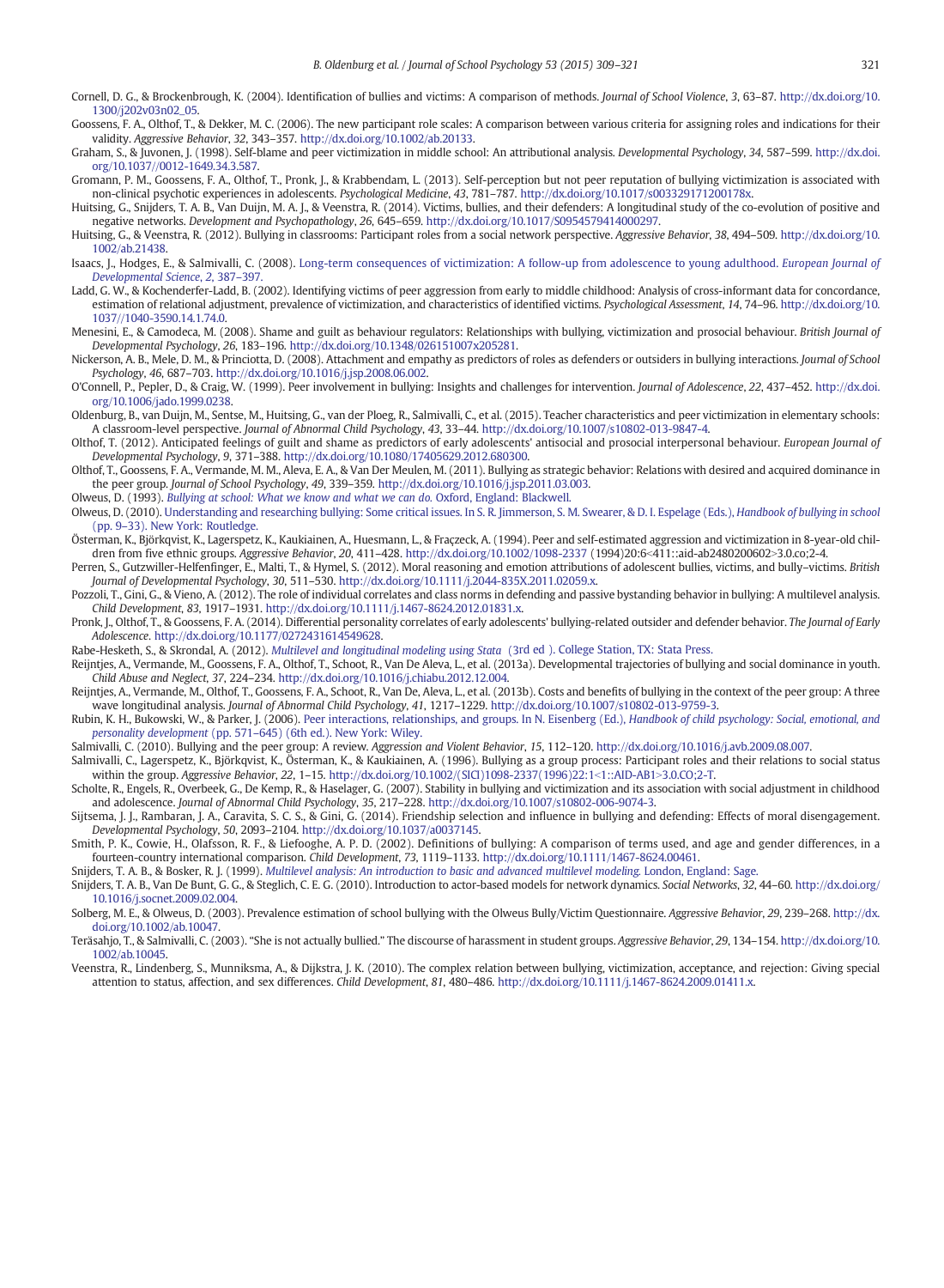Cornell, D. G., & Brockenbrough, K. (2004). Identification of bullies and victims: A comparison of methods. *Journal of School Violence*, *3*, 63–87. http://dx.doi.org/10.1300/j202v03n02_05.

Goossens, F. A., Olthof, T., & Dekker, M. C. (2006). The new participant role scales: A comparison between various criteria for assigning roles and indications for their validity. *Aggressive Behavior*, *32*, 343–357. http://dx.doi.org/10.1002/ab.20133.

Graham, S., & Juvonen, J. (1998). Self-blame and peer victimization in middle school: An attributional analysis. *Developmental Psychology*, *34*, 587–599. http://dx.doi.org/10.1037//0012-1649.34.3.587.

Gromann, P. M., Goossens, F. A., Olthof, T., Pronk, J., & Krabbendam, L. (2013). Self-perception but not peer reputation of bullying victimization is associated with non-clinical psychotic experiences in adolescents. *Psychological Medicine*, *43*, 781–787. http://dx.doi.org/10.1017/s003329171200178x.

Huitsing, G., Snijders, T. A. B., Van Duijn, M. A. J., & Veenstra, R. (2014). Victims, bullies, and their defenders: A longitudinal study of the co-evolution of positive and negative networks. *Development and Psychopathology*, *26*, 645–659. http://dx.doi.org/10.1017/S0954579414000297.

Huitsing, G., & Veenstra, R. (2012). Bullying in classrooms: Participant roles from a social network perspective. *Aggressive Behavior*, *38*, 494–509. http://dx.doi.org/10.1002/ab.21438.

Isaacs, J., Hodges, E., & Salmivalli, C. (2008). Long-term consequences of victimization: A follow-up from adolescence to young adulthood. *European Journal of Developmental Science*, *2*, 387–397.

Ladd, G. W., & Kochenderfer-Ladd, B. (2002). Identifying victims of peer aggression from early to middle childhood: Analysis of cross-informant data for concordance, estimation of relational adjustment, prevalence of victimization, and characteristics of identified victims. *Psychological Assessment*, *14*, 74–96. http://dx.doi.org/10.1037//1040-3590.14.1.74.0.

Menesini, E., & Camodeca, M. (2008). Shame and guilt as behaviour regulators: Relationships with bullying, victimization and prosocial behaviour. *British Journal of Developmental Psychology*, *26*, 183–196. http://dx.doi.org/10.1348/026151007x205281.

Nickerson, A. B., Mele, D. M., & Princiotta, D. (2008). Attachment and empathy as predictors of roles as defenders or outsiders in bullying interactions. *Journal of School Psychology*, *46*, 687–703. http://dx.doi.org/10.1016/j.jsp.2008.06.002.

O'Connell, P., Pepler, D., & Craig, W. (1999). Peer involvement in bullying: Insights and challenges for intervention. *Journal of Adolescence*, *22*, 437–452. http://dx.doi.org/10.1006/jado.1999.0238.

Oldenburg, B., van Duijn, M., Sentse, M., Huitsing, G., van der Ploeg, R., Salmivalli, C., et al. (2015). Teacher characteristics and peer victimization in elementary schools: A classroom-level perspective. *Journal of Abnormal Child Psychology*, *43*, 33–44. http://dx.doi.org/10.1007/s10802-013-9847-4.

Olthof, T. (2012). Anticipated feelings of guilt and shame as predictors of early adolescents' antisocial and prosocial interpersonal behaviour. *European Journal of Developmental Psychology*, *9*, 371–388. http://dx.doi.org/10.1080/17405629.2012.680300.

Olthof, T., Goossens, F. A., Vermande, M. M., Aleva, E. A., & Van Der Meulen, M. (2011). Bullying as strategic behavior: Relations with desired and acquired dominance in the peer group. *Journal of School Psychology*, *49*, 339–359. http://dx.doi.org/10.1016/j.jsp.2011.03.003.

Olweus, D. (1993). *Bullying at school: What we know and what we can do.* Oxford, England: Blackwell.

Olweus, D. (2010). Understanding and researching bullying: Some critical issues. In S. R. Jimmerson, S. M. Swearer, & D. I. Espelage (Eds.), *Handbook of bullying in school* (pp. 9–33). New York: Routledge.

Österman, K., Björkqvist, K., Lagerspetz, K., Kaukiainen, A., Huesmann, L., & Fraçzeck, A. (1994). Peer and self-estimated aggression and victimization in 8-year-old children from five ethnic groups. *Aggressive Behavior*, *20*, 411–428. http://dx.doi.org/10.1002/1098-2337 (1994)20:6<411::aid-ab2480200602>3.0.co;2-4.

Perren, S., Gutzwiller-Helfenfinger, E., Malti, T., & Hymel, S. (2012). Moral reasoning and emotion attributions of adolescent bullies, victims, and bully–victims. *British Journal of Developmental Psychology*, *30*, 511–530. http://dx.doi.org/10.1111/j.2044-835X.2011.02059.x.

Pozzoli, T., Gini, G., & Vieno, A. (2012). The role of individual correlates and class norms in defending and passive bystanding behavior in bullying: A multilevel analysis. *Child Development*, *83*, 1917–1931. http://dx.doi.org/10.1111/j.1467-8624.2012.01831.x.

Pronk, J., Olthof, T., & Goossens, F. A. (2014). Differential personality correlates of early adolescents' bullying-related outsider and defender behavior. *The Journal of Early Adolescence*. http://dx.doi.org/10.1177/0272431614549628.

Rabe-Hesketh, S., & Skrondal, A. (2012). *Multilevel and longitudinal modeling using Stata* (3rd ed.). College Station, TX: Stata Press.

Reijntjes, A., Vermande, M., Goossens, F. A., Olthof, T., Schoot, R., Van De Aleva, L., et al. (2013a). Developmental trajectories of bullying and social dominance in youth. *Child Abuse and Neglect*, *37*, 224–234. http://dx.doi.org/10.1016/j.chiabu.2012.12.004.

Reijntjes, A., Vermande, M., Olthof, T., Goossens, F. A., Schoot, R., Van De, Aleva, L., et al. (2013b). Costs and benefits of bullying in the context of the peer group: A three wave longitudinal analysis. *Journal of Abnormal Child Psychology*, *41*, 1217–1229. http://dx.doi.org/10.1007/s10802-013-9759-3.

Rubin, K. H., Bukowski, W., & Parker, J. (2006). Peer interactions, relationships, and groups. In N. Eisenberg (Ed.), *Handbook of child psychology: Social, emotional, and personality development* (pp. 571–645) (6th ed.). New York: Wiley.

Salmivalli, C. (2010). Bullying and the peer group: A review. *Aggression and Violent Behavior*, *15*, 112–120. http://dx.doi.org/10.1016/j.avb.2009.08.007.

Salmivalli, C., Lagerspetz, K., Björkqvist, K., Österman, K., & Kaukiainen, A. (1996). Bullying as a group process: Participant roles and their relations to social status within the group. *Aggressive Behavior*, *22*, 1–15. http://dx.doi.org/10.1002/(SICI)1098-2337(1996)22:1<1::AID-AB1>3.0.CO;2-T.

Scholte, R., Engels, R., Overbeek, G., De Kemp, R., & Haselager, G. (2007). Stability in bullying and victimization and its association with social adjustment in childhood and adolescence. *Journal of Abnormal Child Psychology*, *35*, 217–228. http://dx.doi.org/10.1007/s10802-006-9074-3.

Sijtsema, J. J., Rambaran, J. A., Caravita, S. C. S., & Gini, G. (2014). Friendship selection and influence in bullying and defending: Effects of moral disengagement. *Developmental Psychology*, *50*, 2093–2104. http://dx.doi.org/10.1037/a0037145.

Smith, P. K., Cowie, H., Olafsson, R. F., & Liefooghe, A. P. D. (2002). Definitions of bullying: A comparison of terms used, and age and gender differences, in a fourteen-country international comparison. *Child Development*, *73*, 1119–1133. http://dx.doi.org/10.1111/1467-8624.00461.

Snijders, T. A. B., & Bosker, R. J. (1999). *Multilevel analysis: An introduction to basic and advanced multilevel modeling.* London, England: Sage.

Snijders, T. A. B., Van De Bunt, G. G., & Steglich, C. E. G. (2010). Introduction to actor-based models for network dynamics. *Social Networks*, *32*, 44–60. http://dx.doi.org/10.1016/j.socnet.2009.02.004.

Solberg, M. E., & Olweus, D. (2003). Prevalence estimation of school bullying with the Olweus Bully/Victim Questionnaire. *Aggressive Behavior*, *29*, 239–268. http://dx.doi.org/10.1002/ab.10047.

Teräsahjo, T., & Salmivalli, C. (2003). "She is not actually bullied." The discourse of harassment in student groups. *Aggressive Behavior*, *29*, 134–154. http://dx.doi.org/10.1002/ab.10045.

Veenstra, R., Lindenberg, S., Munniksma, A., & Dijkstra, J. K. (2010). The complex relation between bullying, victimization, acceptance, and rejection: Giving special attention to status, affection, and sex differences. *Child Development*, *81*, 480–486. http://dx.doi.org/10.1111/j.1467-8624.2009.01411.x.